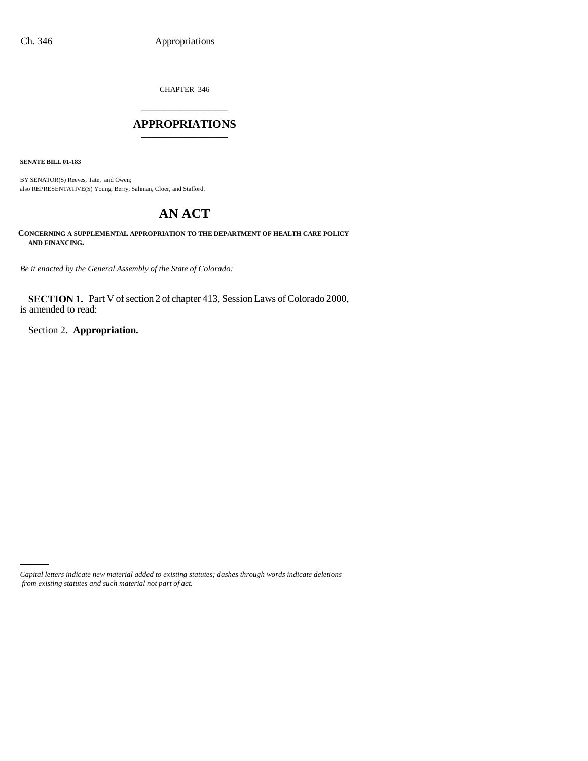CHAPTER 346

# APPROPRIATIONS

**SENATE BILL 01-183**

BY SENATOR(S) Reeves, Tate, and Owen;
also REPRESENTATIVE(S) Young, Berry, Saliman, Cloer, and Stafford.

# AN ACT

**CONCERNING A SUPPLEMENTAL APPROPRIATION TO THE DEPARTMENT OF HEALTH CARE POLICY AND FINANCING.**

*Be it enacted by the General Assembly of the State of Colorado:*

**SECTION 1.** Part V of section 2 of chapter 413, Session Laws of Colorado 2000, is amended to read:

Section 2. **Appropriation.**

*Capital letters indicate new material added to existing statutes; dashes through words indicate deletions from existing statutes and such material not part of act.*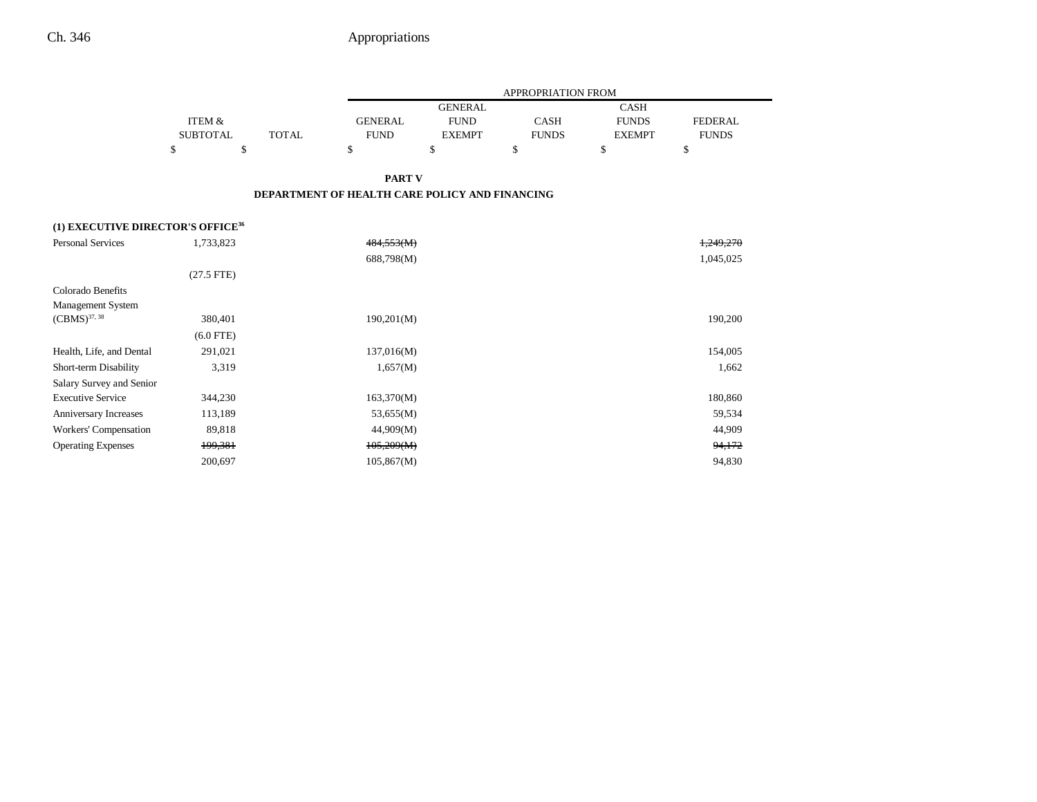## PART V

## DEPARTMENT OF HEALTH CARE POLICY AND FINANCING

| | ITEM & SUBTOTAL | TOTAL | APPROPRIATION FROM GENERAL FUND | GENERAL FUND EXEMPT | CASH FUNDS | CASH FUNDS EXEMPT | FEDERAL FUNDS |
|---|---|---|---|---|---|---|---|
| | $ | $ | $ | $ | $ | $ | $ |
| **(1) EXECUTIVE DIRECTOR'S OFFICE[36]** | | | | | | | |
| Personal Services | 1,733,823 | | ~~484,553(M)~~ | | | | ~~1,249,270~~ |
| | | | 688,798(M) | | | | 1,045,025 |
| | (27.5 FTE) | | | | | | |
| Colorado Benefits Management System (CBMS)[37, 38] | 380,401 | | 190,201(M) | | | | 190,200 |
| | (6.0 FTE) | | | | | | |
| Health, Life, and Dental | 291,021 | | 137,016(M) | | | | 154,005 |
| Short-term Disability | 3,319 | | 1,657(M) | | | | 1,662 |
| Salary Survey and Senior Executive Service | 344,230 | | 163,370(M) | | | | 180,860 |
| Anniversary Increases | 113,189 | | 53,655(M) | | | | 59,534 |
| Workers' Compensation | 89,818 | | 44,909(M) | | | | 44,909 |
| Operating Expenses | ~~199,381~~ | | ~~105,209(M)~~ | | | | ~~94,172~~ |
| | 200,697 | | 105,867(M) | | | | 94,830 |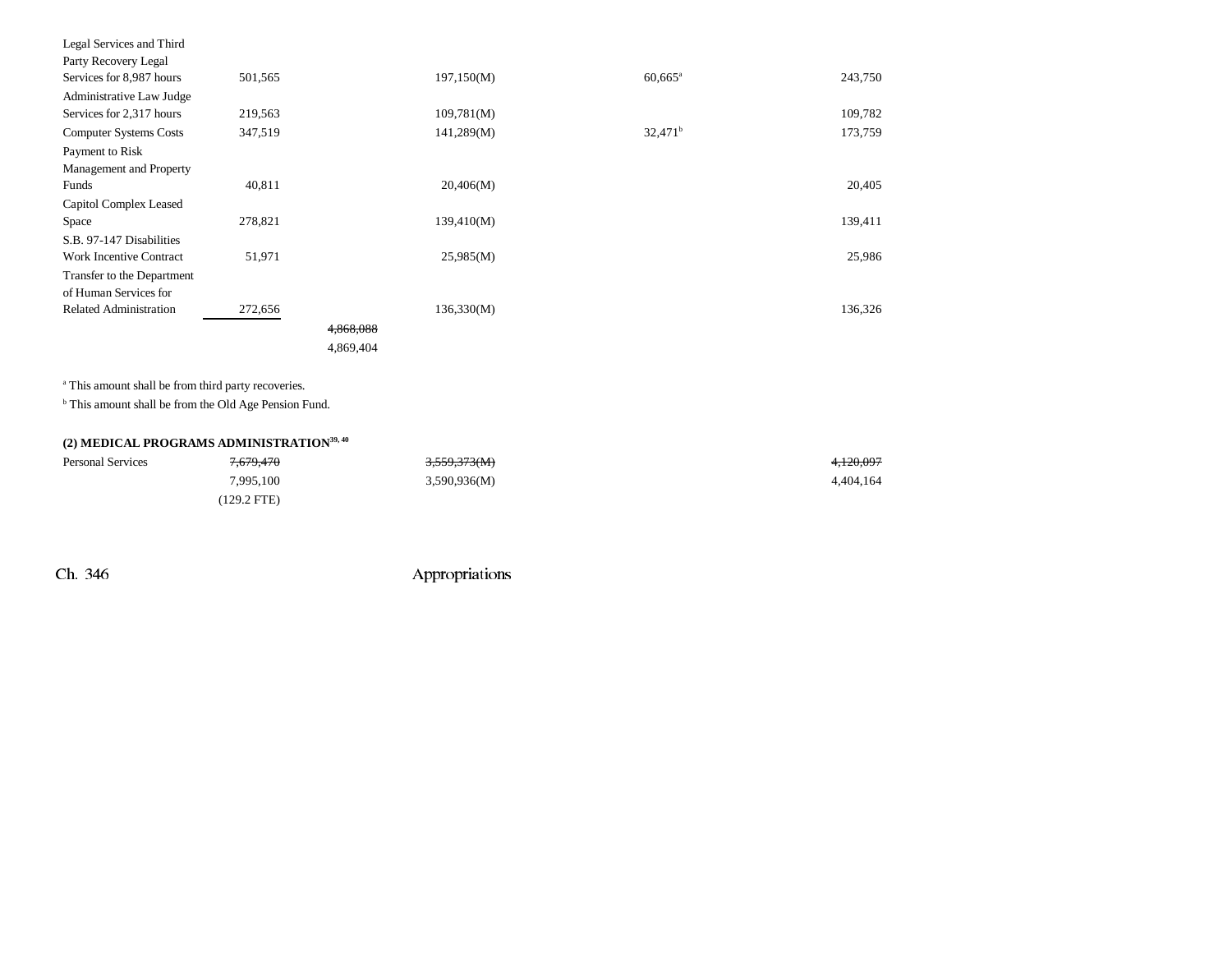| | | | | | |
|---|---|---|---|---|---|
| Legal Services and Third Party Recovery Legal Services for 8,987 hours | 501,565 | | 197,150(M) | 60,665[a] | 243,750 |
| Administrative Law Judge Services for 2,317 hours | 219,563 | | 109,781(M) | | 109,782 |
| Computer Systems Costs | 347,519 | | 141,289(M) | 32,471[b] | 173,759 |
| Payment to Risk Management and Property Funds | 40,811 | | 20,406(M) | | 20,405 |
| Capitol Complex Leased Space | 278,821 | | 139,410(M) | | 139,411 |
| S.B. 97-147 Disabilities Work Incentive Contract | 51,971 | | 25,985(M) | | 25,986 |
| Transfer to the Department of Human Services for Related Administration | 272,656 | | 136,330(M) | | 136,326 |
| | | ~~4,868,088~~ | | | |
| | | 4,869,404 | | | |

[a] This amount shall be from third party recoveries.

[b] This amount shall be from the Old Age Pension Fund.

**(2) MEDICAL PROGRAMS ADMINISTRATION[39, 40]**

| | | | | | |
|---|---|---|---|---|---|
| Personal Services | ~~7,679,470~~ | | ~~3,559,373(M)~~ | | ~~4,120,097~~ |
| | 7,995,100 | | 3,590,936(M) | | 4,404,164 |
| | (129.2 FTE) | | | | |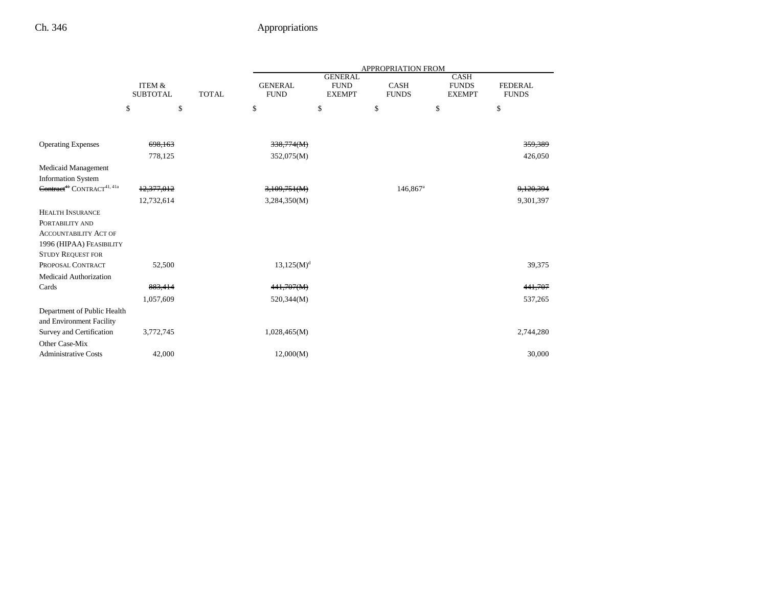| | ITEM & SUBTOTAL | TOTAL | APPROPRIATION FROM GENERAL FUND | GENERAL FUND EXEMPT | CASH FUNDS | CASH FUNDS EXEMPT | FEDERAL FUNDS |
|---|---|---|---|---|---|---|---|
| | $ | $ | $ | $ | $ | $ | $ |
| Operating Expenses | ~~698,163~~ | | ~~338,774(M)~~ | | | | ~~359,389~~ |
| | 778,125 | | 352,075(M) | | | | 426,050 |
| Medicaid Management Information System ~~Contract[41]~~ CONTRACT[41, 41a] | ~~12,377,012~~ | | ~~3,109,751(M)~~ | | 146,867[a] | | ~~9,120,394~~ |
| | 12,732,614 | | 3,284,350(M) | | | | 9,301,397 |
| HEALTH INSURANCE PORTABILITY AND ACCOUNTABILITY ACT OF 1996 (HIPAA) FEASIBILITY STUDY REQUEST FOR PROPOSAL CONTRACT | 52,500 | | 13,125(M)[d] | | | | 39,375 |
| Medicaid Authorization Cards | ~~883,414~~ | | ~~441,707(M)~~ | | | | ~~441,707~~ |
| | 1,057,609 | | 520,344(M) | | | | 537,265 |
| Department of Public Health and Environment Facility Survey and Certification | 3,772,745 | | 1,028,465(M) | | | | 2,744,280 |
| Other Case-Mix Administrative Costs | 42,000 | | 12,000(M) | | | | 30,000 |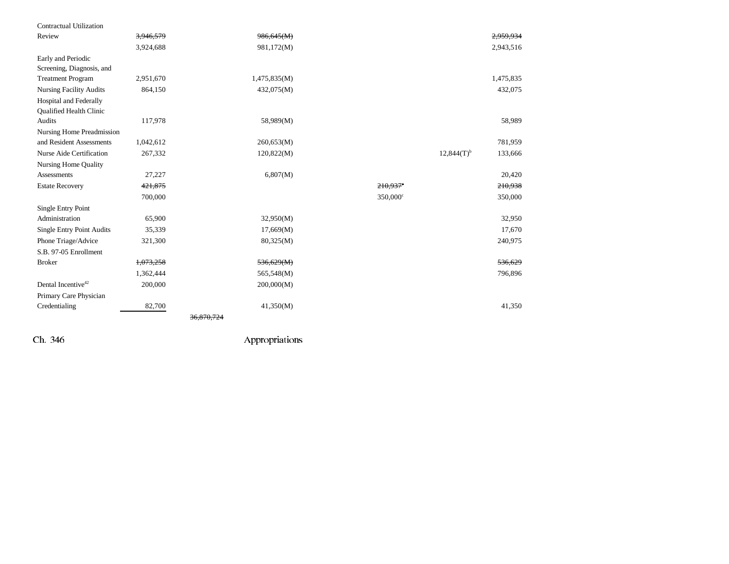| | | | | | | |
|---|---|---|---|---|---|---|
| Contractual Utilization Review | ~~3,946,579~~ | | ~~986,645(M)~~ | | | ~~2,959,934~~ |
| | 3,924,688 | | 981,172(M) | | | 2,943,516 |
| Early and Periodic Screening, Diagnosis, and Treatment Program | 2,951,670 | | 1,475,835(M) | | | 1,475,835 |
| Nursing Facility Audits | 864,150 | | 432,075(M) | | | 432,075 |
| Hospital and Federally Qualified Health Clinic Audits | 117,978 | | 58,989(M) | | | 58,989 |
| Nursing Home Preadmission and Resident Assessments | 1,042,612 | | 260,653(M) | | | 781,959 |
| Nurse Aide Certification | 267,332 | | 120,822(M) | | 12,844(T)[b] | 133,666 |
| Nursing Home Quality Assessments | 27,227 | | 6,807(M) | | | 20,420 |
| Estate Recovery | ~~421,875~~ | | | ~~210,937~~[c] | | ~~210,938~~ |
| | 700,000 | | | 350,000[c] | | 350,000 |
| Single Entry Point Administration | 65,900 | | 32,950(M) | | | 32,950 |
| Single Entry Point Audits | 35,339 | | 17,669(M) | | | 17,670 |
| Phone Triage/Advice | 321,300 | | 80,325(M) | | | 240,975 |
| S.B. 97-05 Enrollment Broker | ~~1,073,258~~ | | ~~536,629(M)~~ | | | ~~536,629~~ |
| | 1,362,444 | | 565,548(M) | | | 796,896 |
| Dental Incentive[42] | 200,000 | | 200,000(M) | | | |
| Primary Care Physician Credentialing | 82,700 | | 41,350(M) | | | 41,350 |
| | | ~~36,870,724~~ | | | | |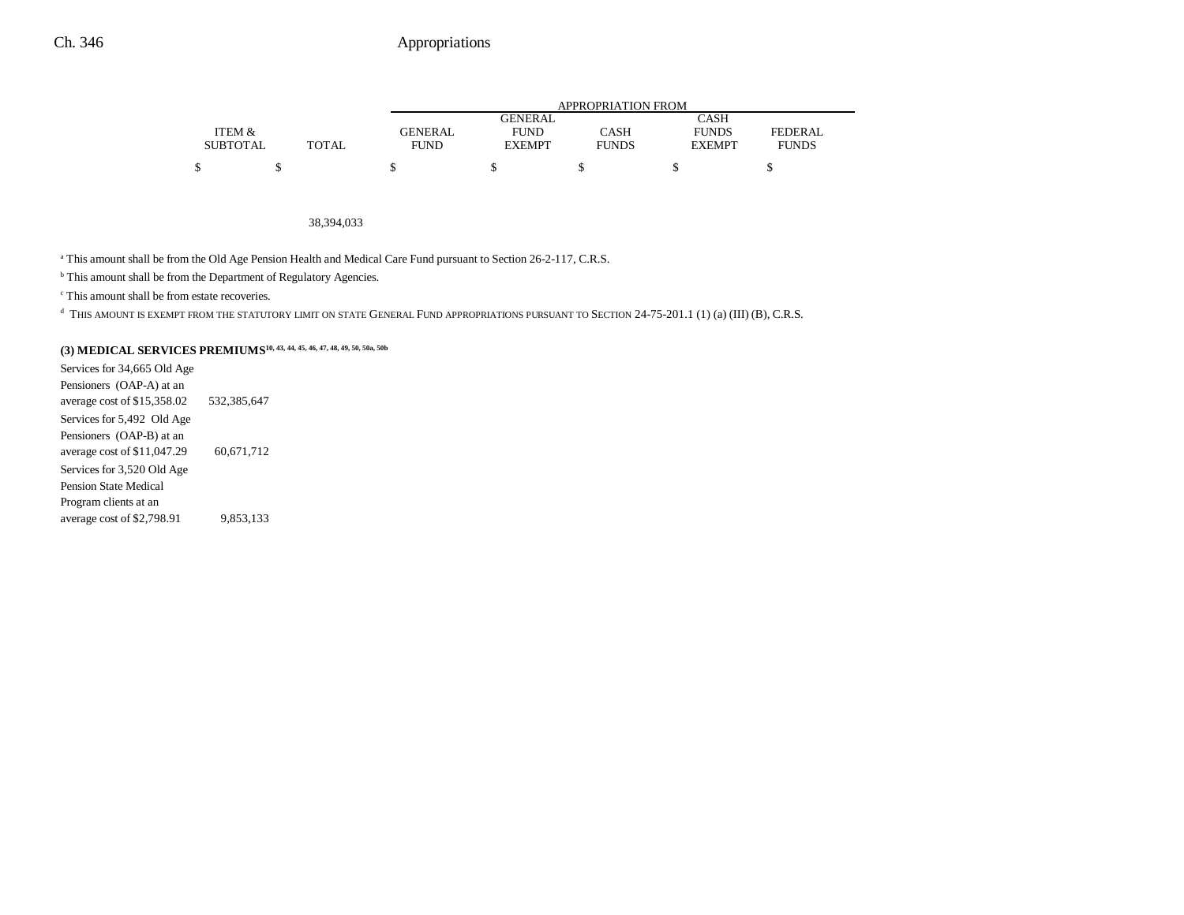| | ITEM & SUBTOTAL | TOTAL | APPROPRIATION FROM GENERAL FUND | GENERAL FUND EXEMPT | CASH FUNDS | CASH FUNDS EXEMPT | FEDERAL FUNDS |
|---|---|---|---|---|---|---|---|
| | $ | $ | $ | $ | $ | $ | $ |
| | | 38,394,033 | | | | | |

[a] This amount shall be from the Old Age Pension Health and Medical Care Fund pursuant to Section 26-2-117, C.R.S.

[b] This amount shall be from the Department of Regulatory Agencies.

[c] This amount shall be from estate recoveries.

[d] THIS AMOUNT IS EXEMPT FROM THE STATUTORY LIMIT ON STATE GENERAL FUND APPROPRIATIONS PURSUANT TO SECTION 24-75-201.1 (1) (a) (III) (B), C.R.S.

**(3) MEDICAL SERVICES PREMIUMS**[10, 43, 44, 45, 46, 47, 48, 49, 50, 50a, 50b]

| | ITEM & SUBTOTAL | TOTAL | GENERAL FUND | GENERAL FUND EXEMPT | CASH FUNDS | CASH FUNDS EXEMPT | FEDERAL FUNDS |
|---|---|---|---|---|---|---|---|
| Services for 34,665 Old Age Pensioners (OAP-A) at an average cost of $15,358.02 | 532,385,647 | | | | | | |
| Services for 5,492 Old Age Pensioners (OAP-B) at an average cost of $11,047.29 | 60,671,712 | | | | | | |
| Services for 3,520 Old Age Pension State Medical Program clients at an average cost of $2,798.91 | 9,853,133 | | | | | | |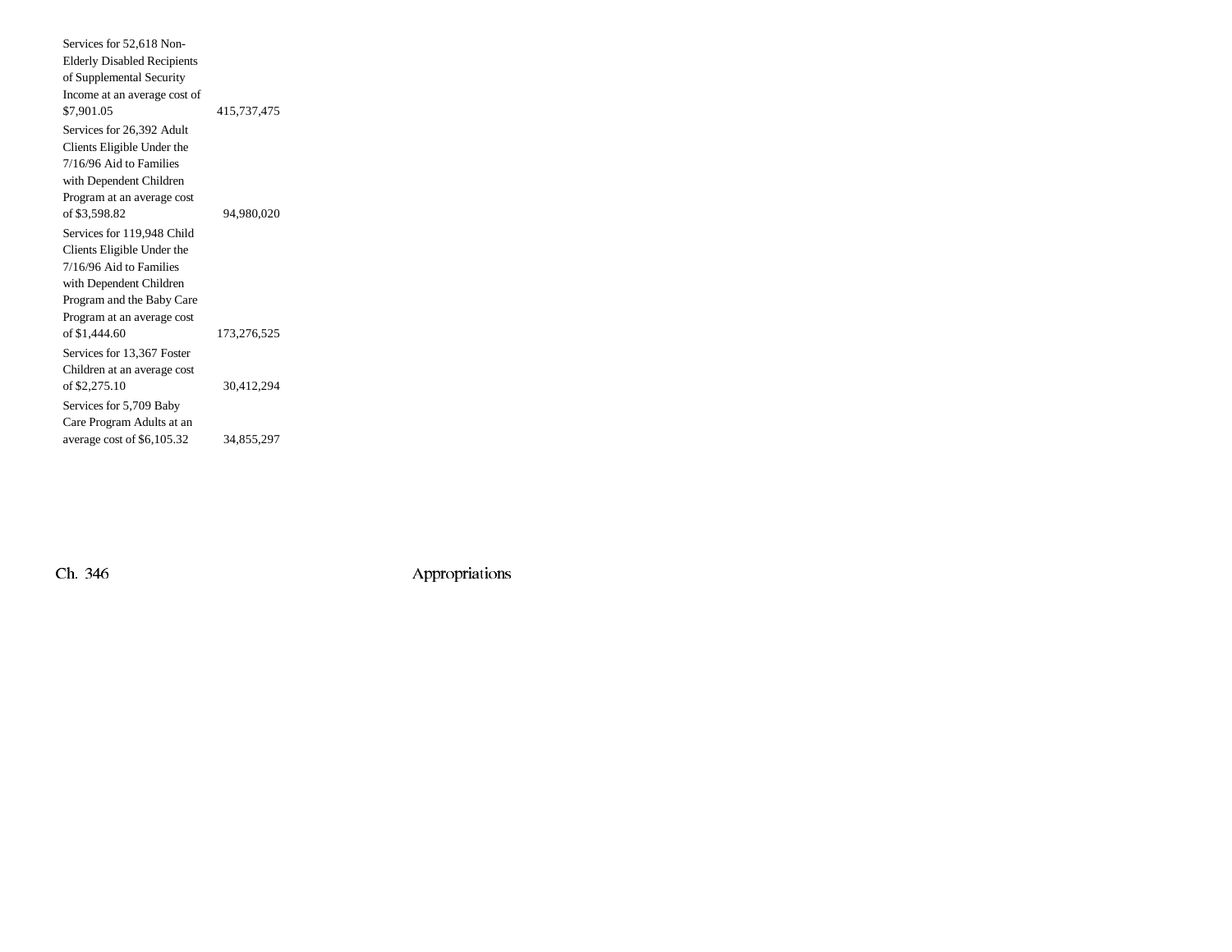| | |
|---|---|
| Services for 52,618 Non-Elderly Disabled Recipients of Supplemental Security Income at an average cost of $7,901.05 | 415,737,475 |
| Services for 26,392 Adult Clients Eligible Under the 7/16/96 Aid to Families with Dependent Children Program at an average cost of $3,598.82 | 94,980,020 |
| Services for 119,948 Child Clients Eligible Under the 7/16/96 Aid to Families with Dependent Children Program and the Baby Care Program at an average cost of $1,444.60 | 173,276,525 |
| Services for 13,367 Foster Children at an average cost of $2,275.10 | 30,412,294 |
| Services for 5,709 Baby Care Program Adults at an average cost of $6,105.32 | 34,855,297 |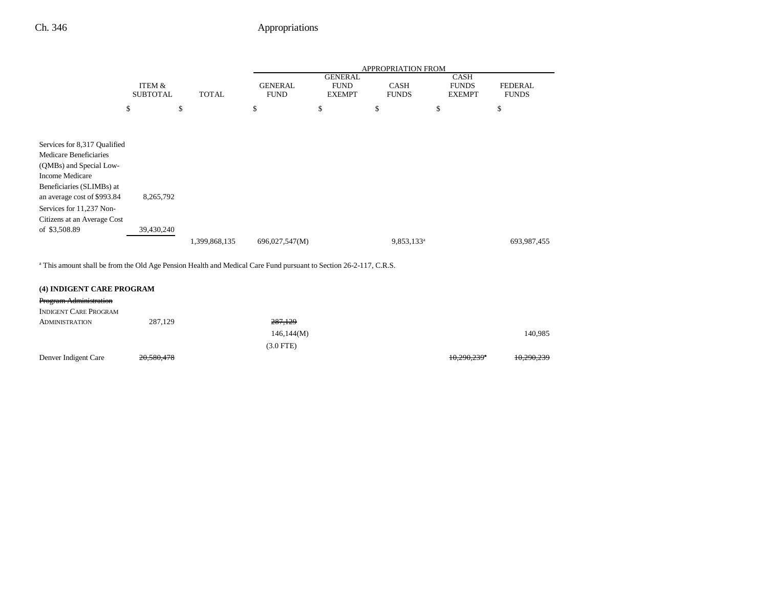| | ITEM & SUBTOTAL | TOTAL | APPROPRIATION FROM GENERAL FUND | GENERAL FUND EXEMPT | CASH FUNDS | CASH FUNDS EXEMPT | FEDERAL FUNDS |
|---|---|---|---|---|---|---|---|
| | $ | $ | $ | $ | $ | $ | $ |
| Services for 8,317 Qualified Medicare Beneficiaries (QMBs) and Special Low-Income Medicare Beneficiaries (SLIMBs) at an average cost of $993.84 | 8,265,792 | | | | | | |
| Services for 11,237 Non-Citizens at an Average Cost of $3,508.89 | 39,430,240 | | | | | | |
| | | 1,399,868,135 | 696,027,547(M) | | 9,853,133[a] | | 693,987,455 |

[a] This amount shall be from the Old Age Pension Health and Medical Care Fund pursuant to Section 26-2-117, C.R.S.

**(4) INDIGENT CARE PROGRAM**

| | ITEM & SUBTOTAL | TOTAL | GENERAL FUND | GENERAL FUND EXEMPT | CASH FUNDS | CASH FUNDS EXEMPT | FEDERAL FUNDS |
|---|---|---|---|---|---|---|---|
| ~~Program Administration~~ | | | | | | | |
| INDIGENT CARE PROGRAM ADMINISTRATION | 287,129 | | ~~287,129~~ | | | | |
| | | | 146,144(M) | | | | 140,985 |
| | | | (3.0 FTE) | | | | |
| Denver Indigent Care | ~~20,580,478~~ | | | | | ~~10,290,239~~[a] | ~~10,290,239~~ |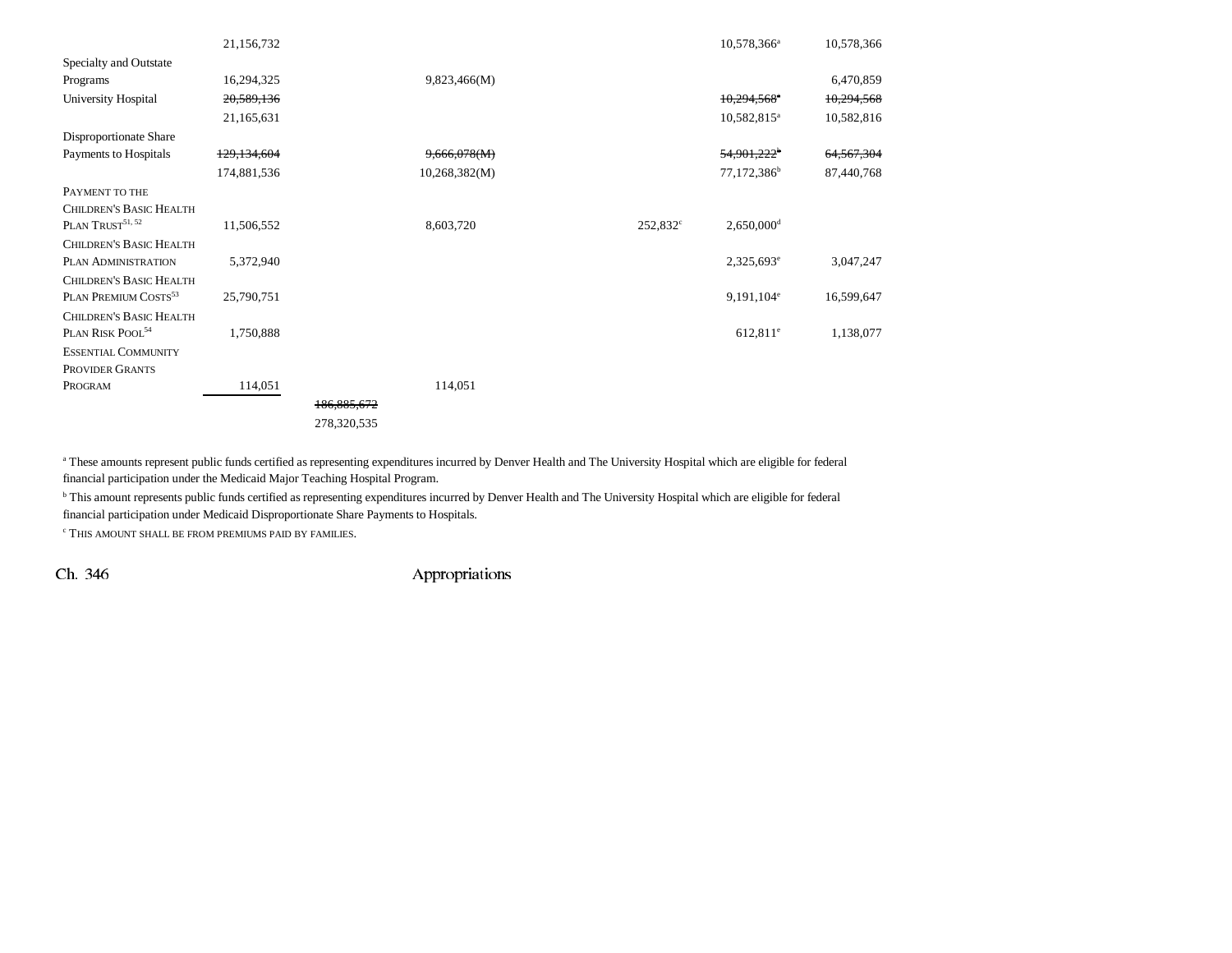| | | | | | | |
|---|---|---|---|---|---|---|
| | 21,156,732 | | | | 10,578,366[a] | 10,578,366 |
| Specialty and Outstate Programs | 16,294,325 | | 9,823,466(M) | | | 6,470,859 |
| University Hospital | ~~20,589,136~~ | | | | ~~10,294,568[a]~~ | ~~10,294,568~~ |
| | 21,165,631 | | | | 10,582,815[a] | 10,582,816 |
| Disproportionate Share Payments to Hospitals | ~~129,134,604~~ | | ~~9,666,078(M)~~ | | ~~54,901,222[b]~~ | ~~64,567,304~~ |
| | 174,881,536 | | 10,268,382(M) | | 77,172,386[b] | 87,440,768 |
| PAYMENT TO THE CHILDREN'S BASIC HEALTH PLAN TRUST[51, 52] | 11,506,552 | | 8,603,720 | 252,832[c] | 2,650,000[d] | |
| CHILDREN'S BASIC HEALTH PLAN ADMINISTRATION | 5,372,940 | | | | 2,325,693[e] | 3,047,247 |
| CHILDREN'S BASIC HEALTH PLAN PREMIUM COSTS[53] | 25,790,751 | | | | 9,191,104[e] | 16,599,647 |
| CHILDREN'S BASIC HEALTH PLAN RISK POOL[54] | 1,750,888 | | | | 612,811[e] | 1,138,077 |
| ESSENTIAL COMMUNITY PROVIDER GRANTS PROGRAM | 114,051 | | 114,051 | | | |
| | | ~~186,885,672~~ | | | | |
| | | 278,320,535 | | | | |

[a] These amounts represent public funds certified as representing expenditures incurred by Denver Health and The University Hospital which are eligible for federal financial participation under the Medicaid Major Teaching Hospital Program.

[b] This amount represents public funds certified as representing expenditures incurred by Denver Health and The University Hospital which are eligible for federal financial participation under Medicaid Disproportionate Share Payments to Hospitals.

[c] THIS AMOUNT SHALL BE FROM PREMIUMS PAID BY FAMILIES.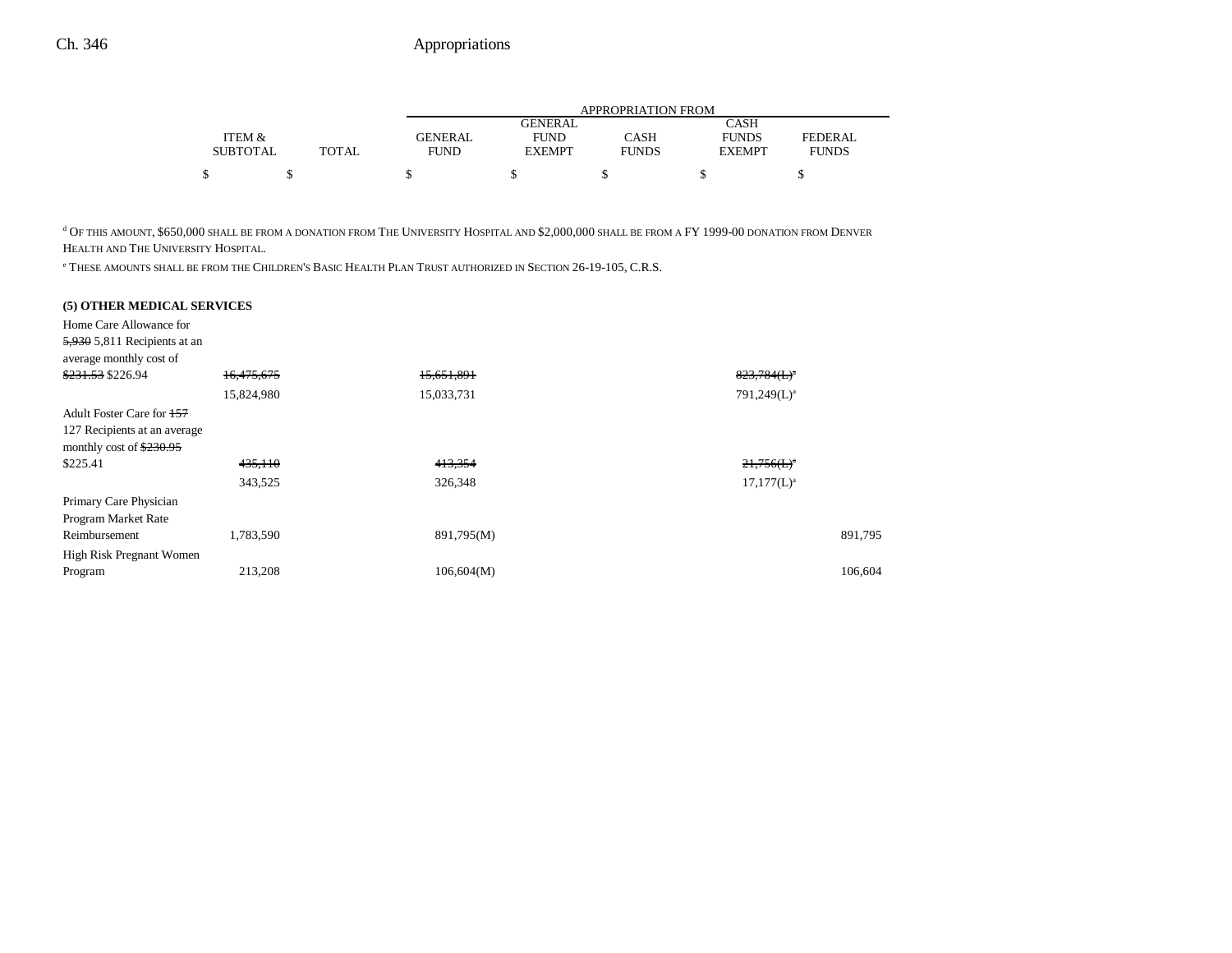| | ITEM & SUBTOTAL | TOTAL | APPROPRIATION FROM GENERAL FUND | GENERAL FUND EXEMPT | CASH FUNDS | CASH FUNDS EXEMPT | FEDERAL FUNDS |
|---|---|---|---|---|---|---|---|
| | $ | $ | $ | $ | $ | $ | $ |

[d] OF THIS AMOUNT, $650,000 SHALL BE FROM A DONATION FROM THE UNIVERSITY HOSPITAL AND $2,000,000 SHALL BE FROM A FY 1999-00 DONATION FROM DENVER HEALTH AND THE UNIVERSITY HOSPITAL.

[e] THESE AMOUNTS SHALL BE FROM THE CHILDREN'S BASIC HEALTH PLAN TRUST AUTHORIZED IN SECTION 26-19-105, C.R.S.

**(5) OTHER MEDICAL SERVICES**

| | ITEM & SUBTOTAL | TOTAL | GENERAL FUND | GENERAL FUND EXEMPT | CASH FUNDS | CASH FUNDS EXEMPT | FEDERAL FUNDS |
|---|---|---|---|---|---|---|---|
| Home Care Allowance for ~~5,930~~ 5,811 Recipients at an average monthly cost of ~~$231.53~~ $226.94 | ~~16,475,675~~ | | ~~15,651,891~~ | | | ~~823,784(L)~~[a] | |
| | 15,824,980 | | 15,033,731 | | | 791,249(L)[a] | |
| Adult Foster Care for ~~157~~ 127 Recipients at an average monthly cost of ~~$230.95~~ $225.41 | ~~435,110~~ | | ~~413,354~~ | | | ~~21,756(L)~~[a] | |
| | 343,525 | | 326,348 | | | 17,177(L)[a] | |
| Primary Care Physician Program Market Rate Reimbursement | 1,783,590 | | 891,795(M) | | | | 891,795 |
| High Risk Pregnant Women Program | 213,208 | | 106,604(M) | | | | 106,604 |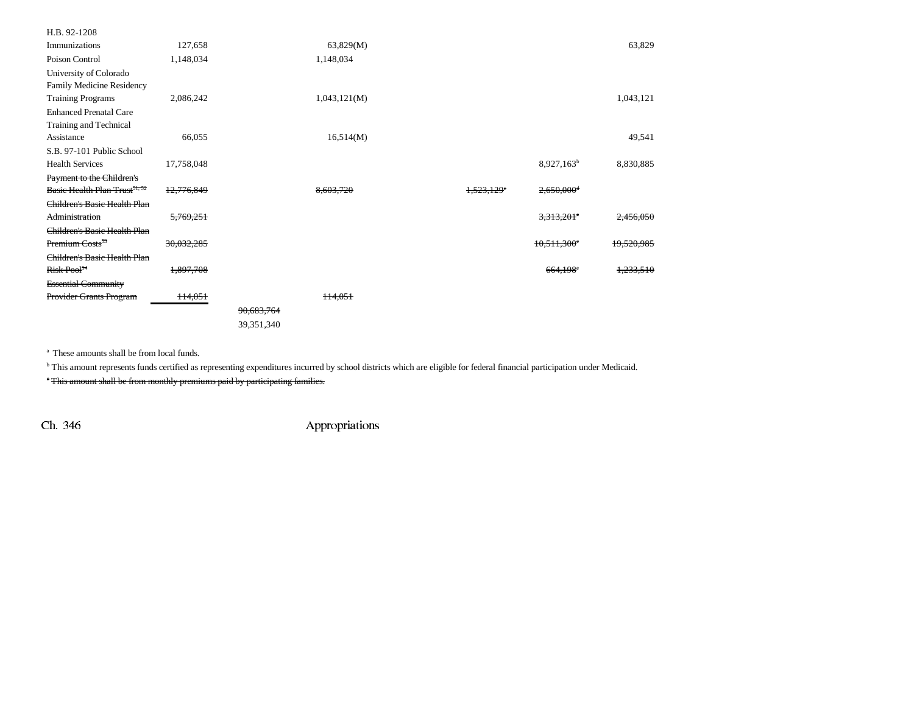| | | | | | | |
|---|---|---|---|---|---|---|
| H.B. 92-1208 | | | | | | |
| Immunizations | 127,658 | | 63,829(M) | | | 63,829 |
| Poison Control | 1,148,034 | | 1,148,034 | | | |
| University of Colorado Family Medicine Residency Training Programs | 2,086,242 | | 1,043,121(M) | | | 1,043,121 |
| Enhanced Prenatal Care Training and Technical Assistance | 66,055 | | 16,514(M) | | | 49,541 |
| S.B. 97-101 Public School Health Services | 17,758,048 | | | | 8,927,163[b] | 8,830,885 |
| ~~Payment to the Children's Basic Health Plan Trust~~[51, 52] | ~~12,776,849~~ | | ~~8,603,720~~ | ~~1,523,129~~[c] | ~~2,650,000~~[d] | |
| ~~Children's Basic Health Plan Administration~~ | ~~5,769,251~~ | | | | ~~3,313,201~~[e] | ~~2,456,050~~ |
| ~~Children's Basic Health Plan Premium Costs~~[53] | ~~30,032,285~~ | | | | ~~10,511,300~~[e] | ~~19,520,985~~ |
| ~~Children's Basic Health Plan Risk Pool~~[54] | ~~1,897,708~~ | | | | ~~664,198~~[e] | ~~1,233,510~~ |
| ~~Essential Community Provider Grants Program~~ | ~~114,051~~ | | ~~114,051~~ | | | |
| | | ~~90,683,764~~ | | | | |
| | | 39,351,340 | | | | |

[a] These amounts shall be from local funds.

[b] This amount represents funds certified as representing expenditures incurred by school districts which are eligible for federal financial participation under Medicaid.

~~[e] This amount shall be from monthly premiums paid by participating families.~~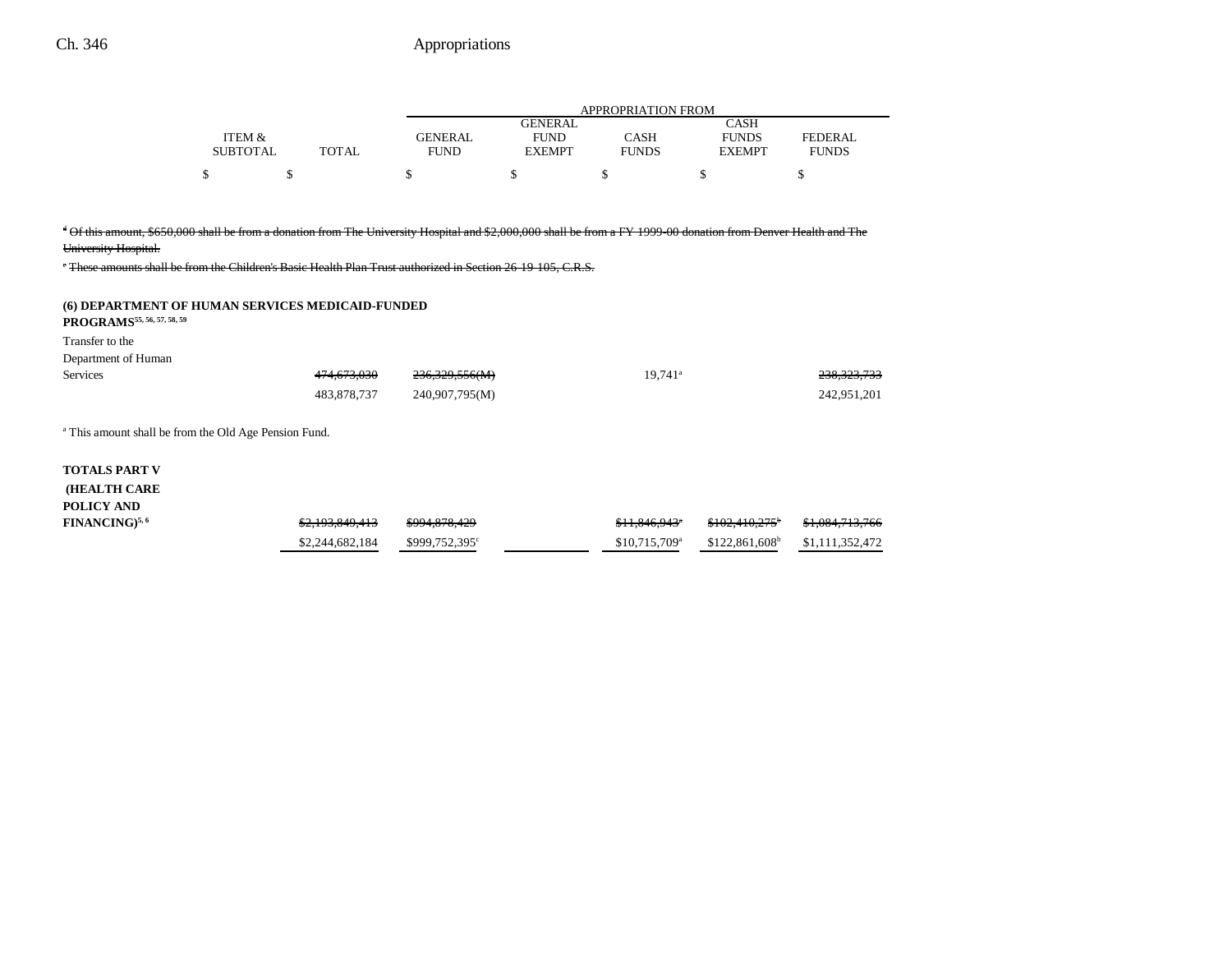| | ITEM & SUBTOTAL | TOTAL | GENERAL FUND | GENERAL FUND EXEMPT | CASH FUNDS | CASH FUNDS EXEMPT | FEDERAL FUNDS |
|---|---|---|---|---|---|---|---|
| | | | APPROPRIATION FROM | | | | |
| | $ | $ | $ | $ | $ | $ | $ |

~~[a] Of this amount, $650,000 shall be from a donation from The University Hospital and $2,000,000 shall be from a FY 1999-00 donation from Denver Health and The University Hospital.~~

~~[c] These amounts shall be from the Children's Basic Health Plan Trust authorized in Section 26-19-105, C.R.S.~~

**(6) DEPARTMENT OF HUMAN SERVICES MEDICAID-FUNDED PROGRAMS[55, 56, 57, 58, 59]**

| | ITEM & SUBTOTAL | TOTAL | GENERAL FUND | GENERAL FUND EXEMPT | CASH FUNDS | CASH FUNDS EXEMPT | FEDERAL FUNDS |
|---|---|---|---|---|---|---|---|
| Transfer to the Department of Human Services | | ~~474,673,030~~ | ~~236,329,556(M)~~ | | 19,741[a] | | ~~238,323,733~~ |
| | | 483,878,737 | 240,907,795(M) | | | | 242,951,201 |

[a] This amount shall be from the Old Age Pension Fund.

| | ITEM & SUBTOTAL | TOTAL | GENERAL FUND | GENERAL FUND EXEMPT | CASH FUNDS | CASH FUNDS EXEMPT | FEDERAL FUNDS |
|---|---|---|---|---|---|---|---|
| **TOTALS PART V (HEALTH CARE POLICY AND FINANCING)[5, 6]** | | ~~$2,193,849,413~~ | ~~$994,878,429~~ | | ~~$11,846,943[a]~~ | ~~$102,410,275[b]~~ | ~~$1,084,713,766~~ |
| | | $2,244,682,184 | $999,752,395[c] | | $10,715,709[a] | $122,861,608[b] | $1,111,352,472 |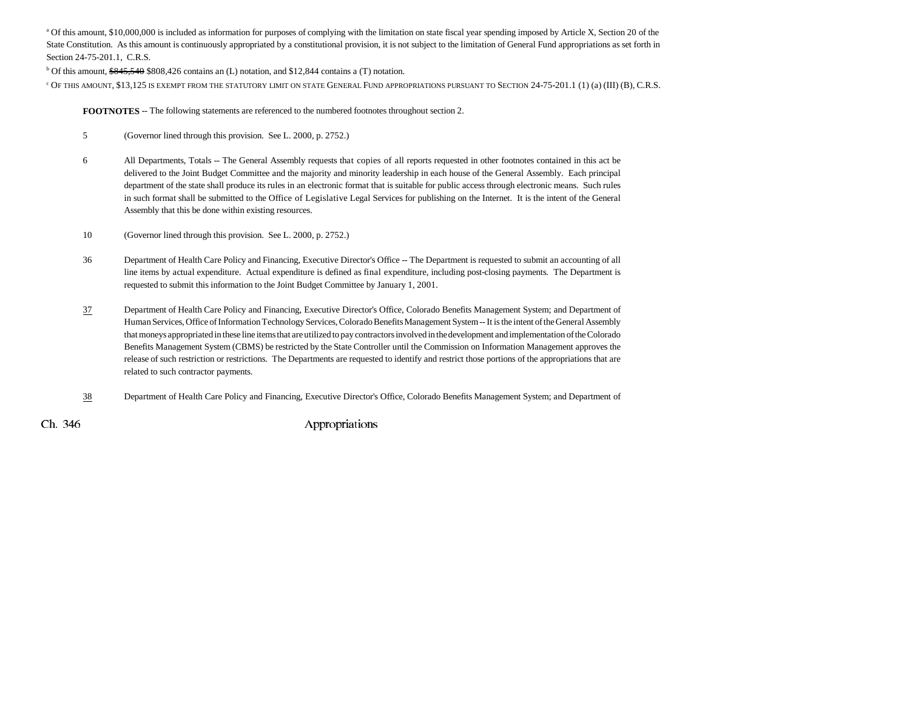[a] Of this amount, $10,000,000 is included as information for purposes of complying with the limitation on state fiscal year spending imposed by Article X, Section 20 of the State Constitution. As this amount is continuously appropriated by a constitutional provision, it is not subject to the limitation of General Fund appropriations as set forth in Section 24-75-201.1, C.R.S.

[b] Of this amount, ~~$845,540~~ $808,426 contains an (L) notation, and $12,844 contains a (T) notation.

[c] OF THIS AMOUNT, $13,125 IS EXEMPT FROM THE STATUTORY LIMIT ON STATE GENERAL FUND APPROPRIATIONS PURSUANT TO SECTION 24-75-201.1 (1) (a) (III) (B), C.R.S.

**FOOTNOTES** -- The following statements are referenced to the numbered footnotes throughout section 2.

5 (Governor lined through this provision. See L. 2000, p. 2752.)

6 All Departments, Totals -- The General Assembly requests that copies of all reports requested in other footnotes contained in this act be delivered to the Joint Budget Committee and the majority and minority leadership in each house of the General Assembly. Each principal department of the state shall produce its rules in an electronic format that is suitable for public access through electronic means. Such rules in such format shall be submitted to the Office of Legislative Legal Services for publishing on the Internet. It is the intent of the General Assembly that this be done within existing resources.

10 (Governor lined through this provision. See L. 2000, p. 2752.)

36 Department of Health Care Policy and Financing, Executive Director's Office -- The Department is requested to submit an accounting of all line items by actual expenditure. Actual expenditure is defined as final expenditure, including post-closing payments. The Department is requested to submit this information to the Joint Budget Committee by January 1, 2001.

<u>37</u> Department of Health Care Policy and Financing, Executive Director's Office, Colorado Benefits Management System; and Department of Human Services, Office of Information Technology Services, Colorado Benefits Management System -- It is the intent of the General Assembly that moneys appropriated in these line items that are utilized to pay contractors involved in the development and implementation of the Colorado Benefits Management System (CBMS) be restricted by the State Controller until the Commission on Information Management approves the release of such restriction or restrictions. The Departments are requested to identify and restrict those portions of the appropriations that are related to such contractor payments.

<u>38</u> Department of Health Care Policy and Financing, Executive Director's Office, Colorado Benefits Management System; and Department of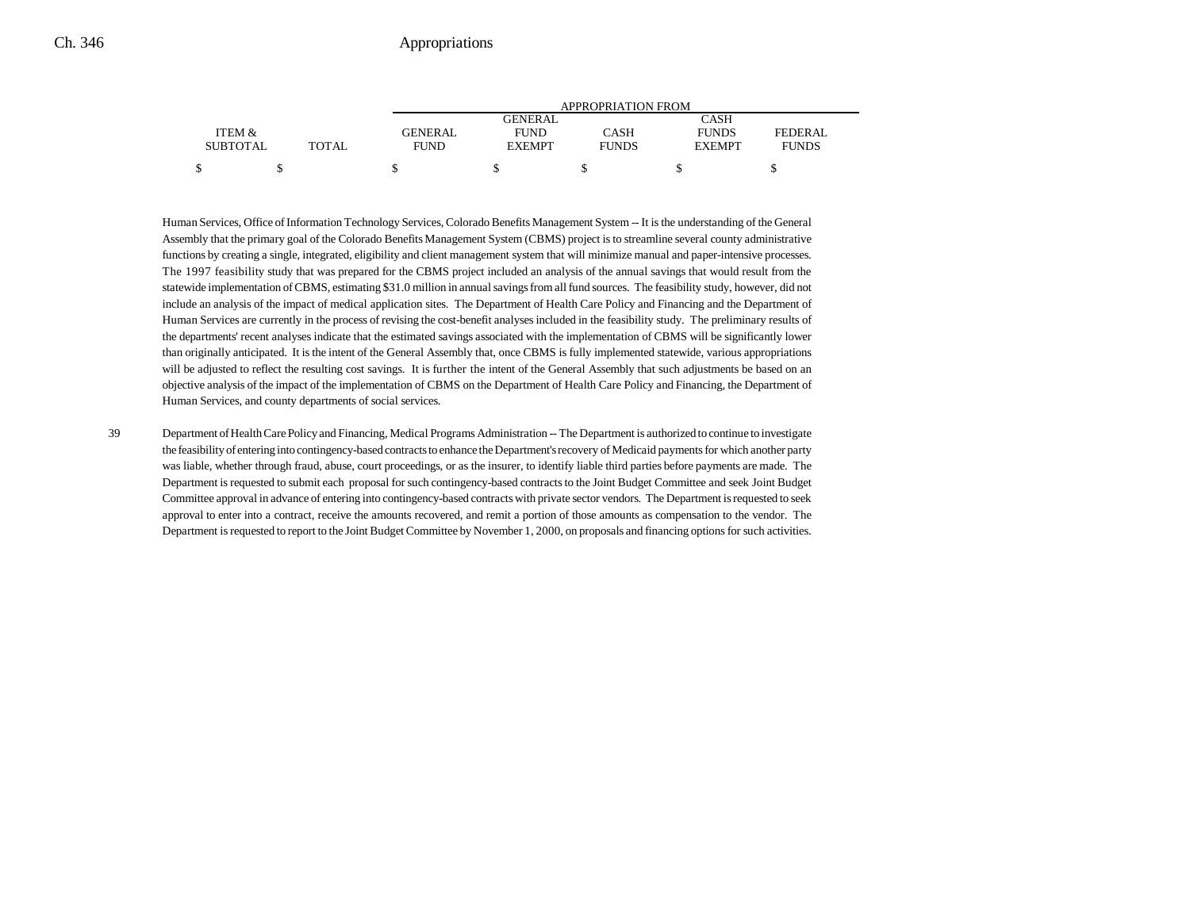| ITEM & SUBTOTAL | TOTAL | APPROPRIATION FROM GENERAL FUND | GENERAL FUND EXEMPT | CASH FUNDS | CASH FUNDS EXEMPT | FEDERAL FUNDS |
|---|---|---|---|---|---|---|
| $ | $ | $ | $ | $ | $ | $ |

Human Services, Office of Information Technology Services, Colorado Benefits Management System -- It is the understanding of the General Assembly that the primary goal of the Colorado Benefits Management System (CBMS) project is to streamline several county administrative functions by creating a single, integrated, eligibility and client management system that will minimize manual and paper-intensive processes. The 1997 feasibility study that was prepared for the CBMS project included an analysis of the annual savings that would result from the statewide implementation of CBMS, estimating $31.0 million in annual savings from all fund sources. The feasibility study, however, did not include an analysis of the impact of medical application sites. The Department of Health Care Policy and Financing and the Department of Human Services are currently in the process of revising the cost-benefit analyses included in the feasibility study. The preliminary results of the departments' recent analyses indicate that the estimated savings associated with the implementation of CBMS will be significantly lower than originally anticipated. It is the intent of the General Assembly that, once CBMS is fully implemented statewide, various appropriations will be adjusted to reflect the resulting cost savings. It is further the intent of the General Assembly that such adjustments be based on an objective analysis of the impact of the implementation of CBMS on the Department of Health Care Policy and Financing, the Department of Human Services, and county departments of social services.

39 Department of Health Care Policy and Financing, Medical Programs Administration -- The Department is authorized to continue to investigate the feasibility of entering into contingency-based contracts to enhance the Department's recovery of Medicaid payments for which another party was liable, whether through fraud, abuse, court proceedings, or as the insurer, to identify liable third parties before payments are made. The Department is requested to submit each proposal for such contingency-based contracts to the Joint Budget Committee and seek Joint Budget Committee approval in advance of entering into contingency-based contracts with private sector vendors. The Department is requested to seek approval to enter into a contract, receive the amounts recovered, and remit a portion of those amounts as compensation to the vendor. The Department is requested to report to the Joint Budget Committee by November 1, 2000, on proposals and financing options for such activities.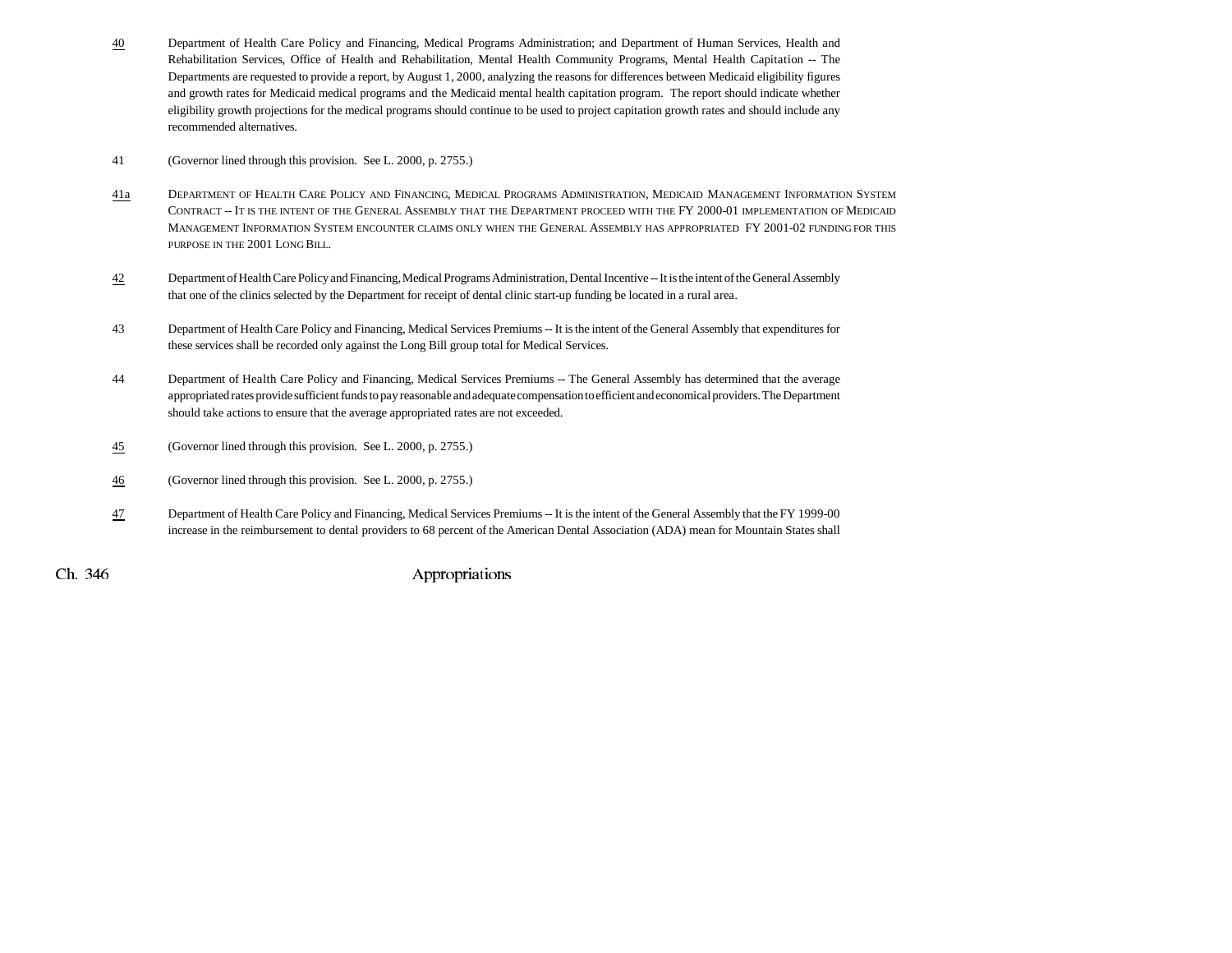40 Department of Health Care Policy and Financing, Medical Programs Administration; and Department of Human Services, Health and Rehabilitation Services, Office of Health and Rehabilitation, Mental Health Community Programs, Mental Health Capitation -- The Departments are requested to provide a report, by August 1, 2000, analyzing the reasons for differences between Medicaid eligibility figures and growth rates for Medicaid medical programs and the Medicaid mental health capitation program. The report should indicate whether eligibility growth projections for the medical programs should continue to be used to project capitation growth rates and should include any recommended alternatives.

41 (Governor lined through this provision. See L. 2000, p. 2755.)

41a DEPARTMENT OF HEALTH CARE POLICY AND FINANCING, MEDICAL PROGRAMS ADMINISTRATION, MEDICAID MANAGEMENT INFORMATION SYSTEM CONTRACT -- IT IS THE INTENT OF THE GENERAL ASSEMBLY THAT THE DEPARTMENT PROCEED WITH THE FY 2000-01 IMPLEMENTATION OF MEDICAID MANAGEMENT INFORMATION SYSTEM ENCOUNTER CLAIMS ONLY WHEN THE GENERAL ASSEMBLY HAS APPROPRIATED FY 2001-02 FUNDING FOR THIS PURPOSE IN THE 2001 LONG BILL.

42 Department of Health Care Policy and Financing, Medical Programs Administration, Dental Incentive -- It is the intent of the General Assembly that one of the clinics selected by the Department for receipt of dental clinic start-up funding be located in a rural area.

43 Department of Health Care Policy and Financing, Medical Services Premiums -- It is the intent of the General Assembly that expenditures for these services shall be recorded only against the Long Bill group total for Medical Services.

44 Department of Health Care Policy and Financing, Medical Services Premiums -- The General Assembly has determined that the average appropriated rates provide sufficient funds to pay reasonable and adequate compensation to efficient and economical providers. The Department should take actions to ensure that the average appropriated rates are not exceeded.

45 (Governor lined through this provision. See L. 2000, p. 2755.)

46 (Governor lined through this provision. See L. 2000, p. 2755.)

47 Department of Health Care Policy and Financing, Medical Services Premiums -- It is the intent of the General Assembly that the FY 1999-00 increase in the reimbursement to dental providers to 68 percent of the American Dental Association (ADA) mean for Mountain States shall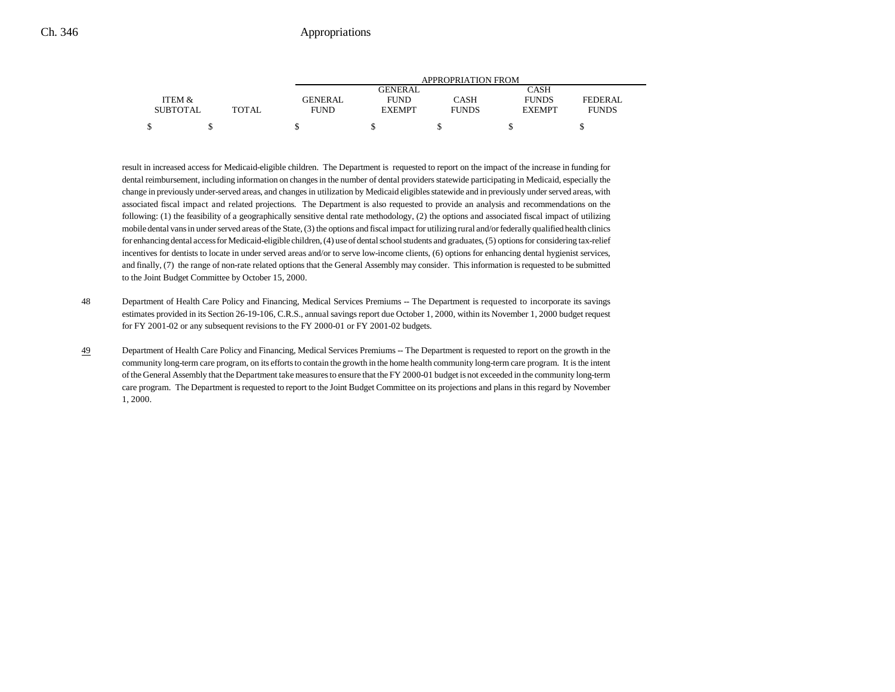| ITEM & SUBTOTAL | TOTAL | GENERAL FUND | GENERAL FUND EXEMPT | CASH FUNDS | CASH FUNDS EXEMPT | FEDERAL FUNDS |
|---|---|---|---|---|---|---|
| $ | $ | $ | $ | $ | $ | $ |

result in increased access for Medicaid-eligible children. The Department is requested to report on the impact of the increase in funding for dental reimbursement, including information on changes in the number of dental providers statewide participating in Medicaid, especially the change in previously under-served areas, and changes in utilization by Medicaid eligibles statewide and in previously under served areas, with associated fiscal impact and related projections. The Department is also requested to provide an analysis and recommendations on the following: (1) the feasibility of a geographically sensitive dental rate methodology, (2) the options and associated fiscal impact of utilizing mobile dental vans in under served areas of the State, (3) the options and fiscal impact for utilizing rural and/or federally qualified health clinics for enhancing dental access for Medicaid-eligible children, (4) use of dental school students and graduates, (5) options for considering tax-relief incentives for dentists to locate in under served areas and/or to serve low-income clients, (6) options for enhancing dental hygienist services, and finally, (7) the range of non-rate related options that the General Assembly may consider. This information is requested to be submitted to the Joint Budget Committee by October 15, 2000.

48 Department of Health Care Policy and Financing, Medical Services Premiums -- The Department is requested to incorporate its savings estimates provided in its Section 26-19-106, C.R.S., annual savings report due October 1, 2000, within its November 1, 2000 budget request for FY 2001-02 or any subsequent revisions to the FY 2000-01 or FY 2001-02 budgets.

49 Department of Health Care Policy and Financing, Medical Services Premiums -- The Department is requested to report on the growth in the community long-term care program, on its efforts to contain the growth in the home health community long-term care program. It is the intent of the General Assembly that the Department take measures to ensure that the FY 2000-01 budget is not exceeded in the community long-term care program. The Department is requested to report to the Joint Budget Committee on its projections and plans in this regard by November 1, 2000.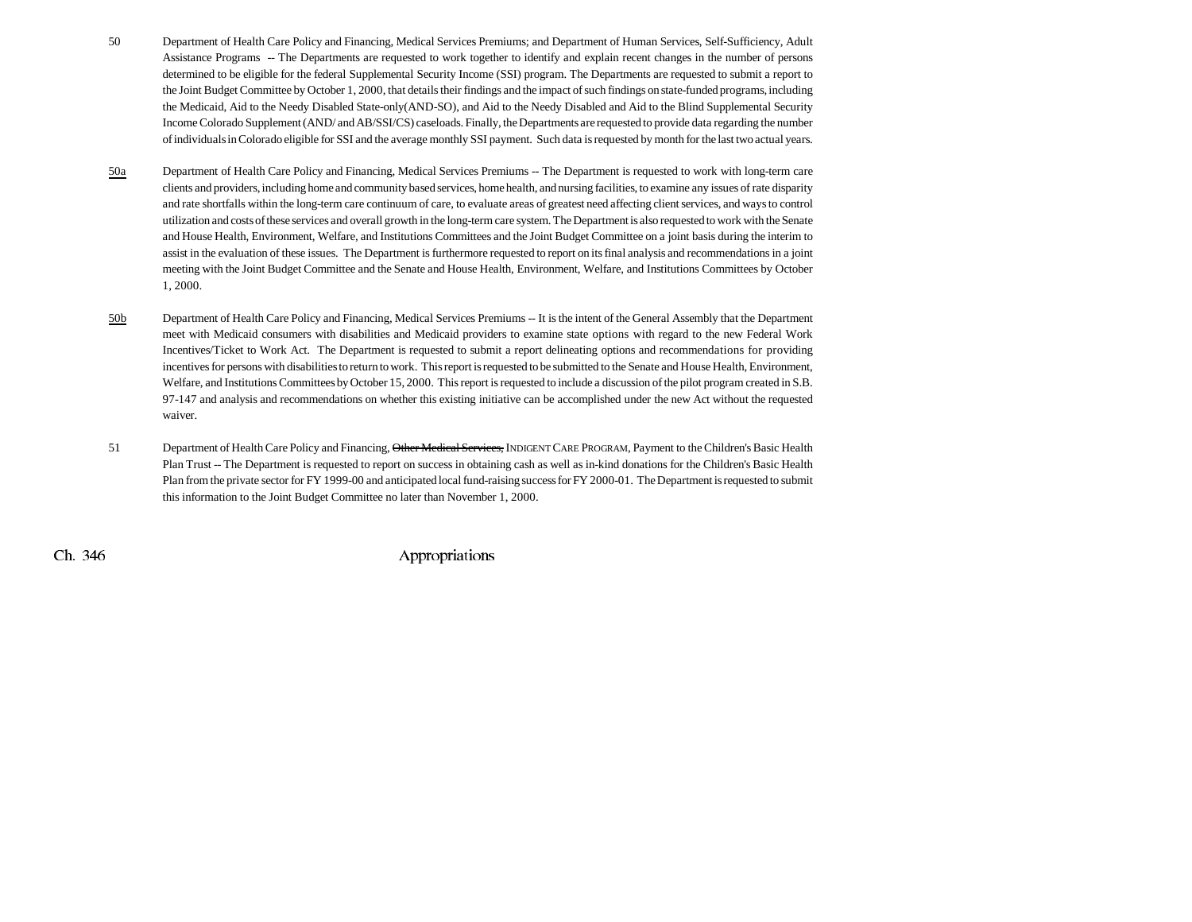50 Department of Health Care Policy and Financing, Medical Services Premiums; and Department of Human Services, Self-Sufficiency, Adult Assistance Programs -- The Departments are requested to work together to identify and explain recent changes in the number of persons determined to be eligible for the federal Supplemental Security Income (SSI) program. The Departments are requested to submit a report to the Joint Budget Committee by October 1, 2000, that details their findings and the impact of such findings on state-funded programs, including the Medicaid, Aid to the Needy Disabled State-only(AND-SO), and Aid to the Needy Disabled and Aid to the Blind Supplemental Security Income Colorado Supplement (AND/ and AB/SSI/CS) caseloads. Finally, the Departments are requested to provide data regarding the number of individuals in Colorado eligible for SSI and the average monthly SSI payment. Such data is requested by month for the last two actual years.

50a Department of Health Care Policy and Financing, Medical Services Premiums -- The Department is requested to work with long-term care clients and providers, including home and community based services, home health, and nursing facilities, to examine any issues of rate disparity and rate shortfalls within the long-term care continuum of care, to evaluate areas of greatest need affecting client services, and ways to control utilization and costs of these services and overall growth in the long-term care system. The Department is also requested to work with the Senate and House Health, Environment, Welfare, and Institutions Committees and the Joint Budget Committee on a joint basis during the interim to assist in the evaluation of these issues. The Department is furthermore requested to report on its final analysis and recommendations in a joint meeting with the Joint Budget Committee and the Senate and House Health, Environment, Welfare, and Institutions Committees by October 1, 2000.

50b Department of Health Care Policy and Financing, Medical Services Premiums -- It is the intent of the General Assembly that the Department meet with Medicaid consumers with disabilities and Medicaid providers to examine state options with regard to the new Federal Work Incentives/Ticket to Work Act. The Department is requested to submit a report delineating options and recommendations for providing incentives for persons with disabilities to return to work. This report is requested to be submitted to the Senate and House Health, Environment, Welfare, and Institutions Committees by October 15, 2000. This report is requested to include a discussion of the pilot program created in S.B. 97-147 and analysis and recommendations on whether this existing initiative can be accomplished under the new Act without the requested waiver.

51 Department of Health Care Policy and Financing, ~~Other Medical Services,~~ INDIGENT CARE PROGRAM, Payment to the Children's Basic Health Plan Trust -- The Department is requested to report on success in obtaining cash as well as in-kind donations for the Children's Basic Health Plan from the private sector for FY 1999-00 and anticipated local fund-raising success for FY 2000-01. The Department is requested to submit this information to the Joint Budget Committee no later than November 1, 2000.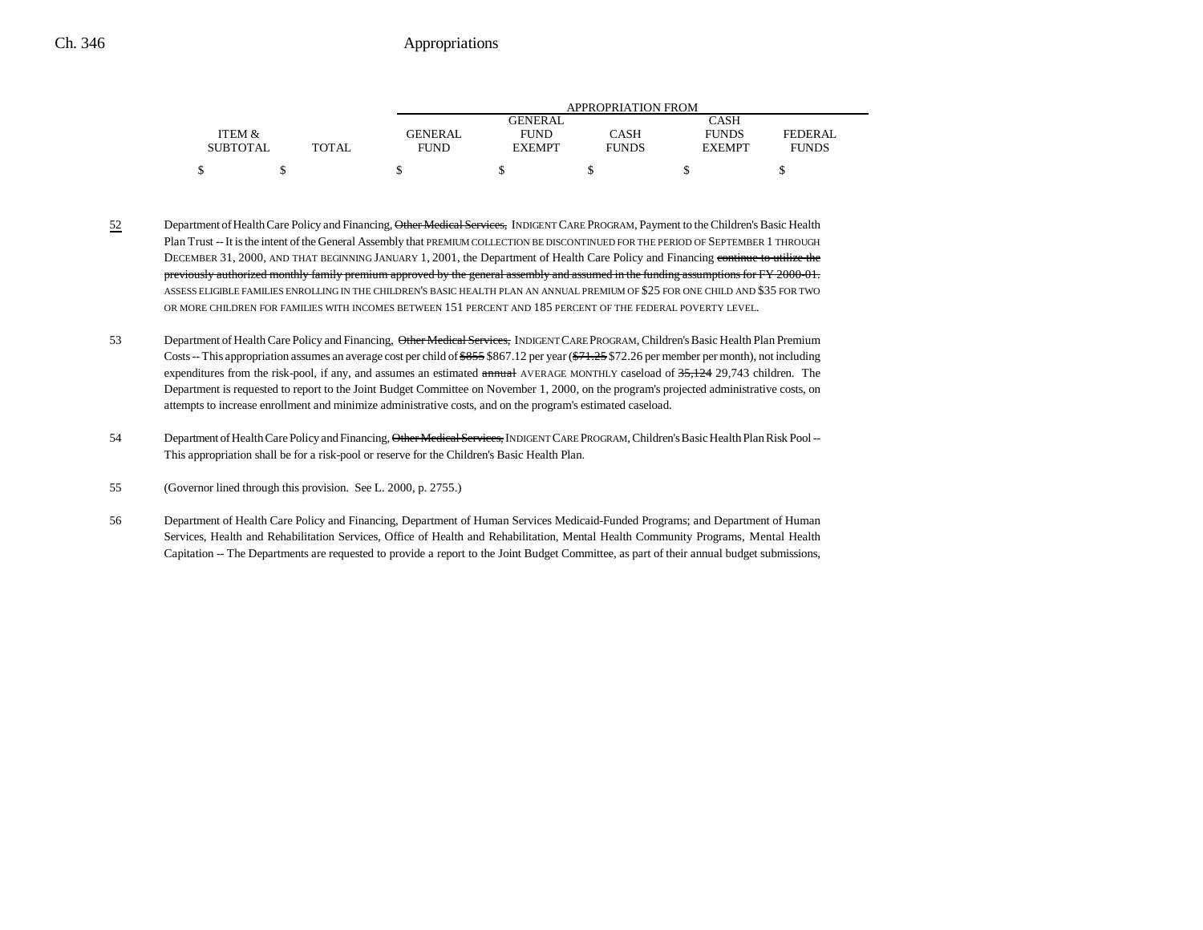| ITEM & SUBTOTAL | TOTAL | GENERAL FUND | GENERAL FUND EXEMPT | CASH FUNDS | CASH FUNDS EXEMPT | FEDERAL FUNDS |
|---|---|---|---|---|---|---|
| | | APPROPRIATION FROM | | | | |
| $ | $ | $ | $ | $ | $ | $ |

52 Department of Health Care Policy and Financing, ~~Other Medical Services,~~ INDIGENT CARE PROGRAM, Payment to the Children's Basic Health Plan Trust -- It is the intent of the General Assembly that PREMIUM COLLECTION BE DISCONTINUED FOR THE PERIOD OF SEPTEMBER 1 THROUGH DECEMBER 31, 2000, AND THAT BEGINNING JANUARY 1, 2001, the Department of Health Care Policy and Financing ~~continue to utilize the previously authorized monthly family premium approved by the general assembly and assumed in the funding assumptions for FY 2000-01.~~ ASSESS ELIGIBLE FAMILIES ENROLLING IN THE CHILDREN'S BASIC HEALTH PLAN AN ANNUAL PREMIUM OF $25 FOR ONE CHILD AND $35 FOR TWO OR MORE CHILDREN FOR FAMILIES WITH INCOMES BETWEEN 151 PERCENT AND 185 PERCENT OF THE FEDERAL POVERTY LEVEL.

53 Department of Health Care Policy and Financing, ~~Other Medical Services,~~ INDIGENT CARE PROGRAM, Children's Basic Health Plan Premium Costs -- This appropriation assumes an average cost per child of ~~$855~~ $867.12 per year (~~$71.25~~ $72.26 per member per month), not including expenditures from the risk-pool, if any, and assumes an estimated ~~annual~~ AVERAGE MONTHLY caseload of ~~35,124~~ 29,743 children. The Department is requested to report to the Joint Budget Committee on November 1, 2000, on the program's projected administrative costs, on attempts to increase enrollment and minimize administrative costs, and on the program's estimated caseload.

54 Department of Health Care Policy and Financing, ~~Other Medical Services,~~ INDIGENT CARE PROGRAM, Children's Basic Health Plan Risk Pool -- This appropriation shall be for a risk-pool or reserve for the Children's Basic Health Plan.

55 (Governor lined through this provision. See L. 2000, p. 2755.)

56 Department of Health Care Policy and Financing, Department of Human Services Medicaid-Funded Programs; and Department of Human Services, Health and Rehabilitation Services, Office of Health and Rehabilitation, Mental Health Community Programs, Mental Health Capitation -- The Departments are requested to provide a report to the Joint Budget Committee, as part of their annual budget submissions,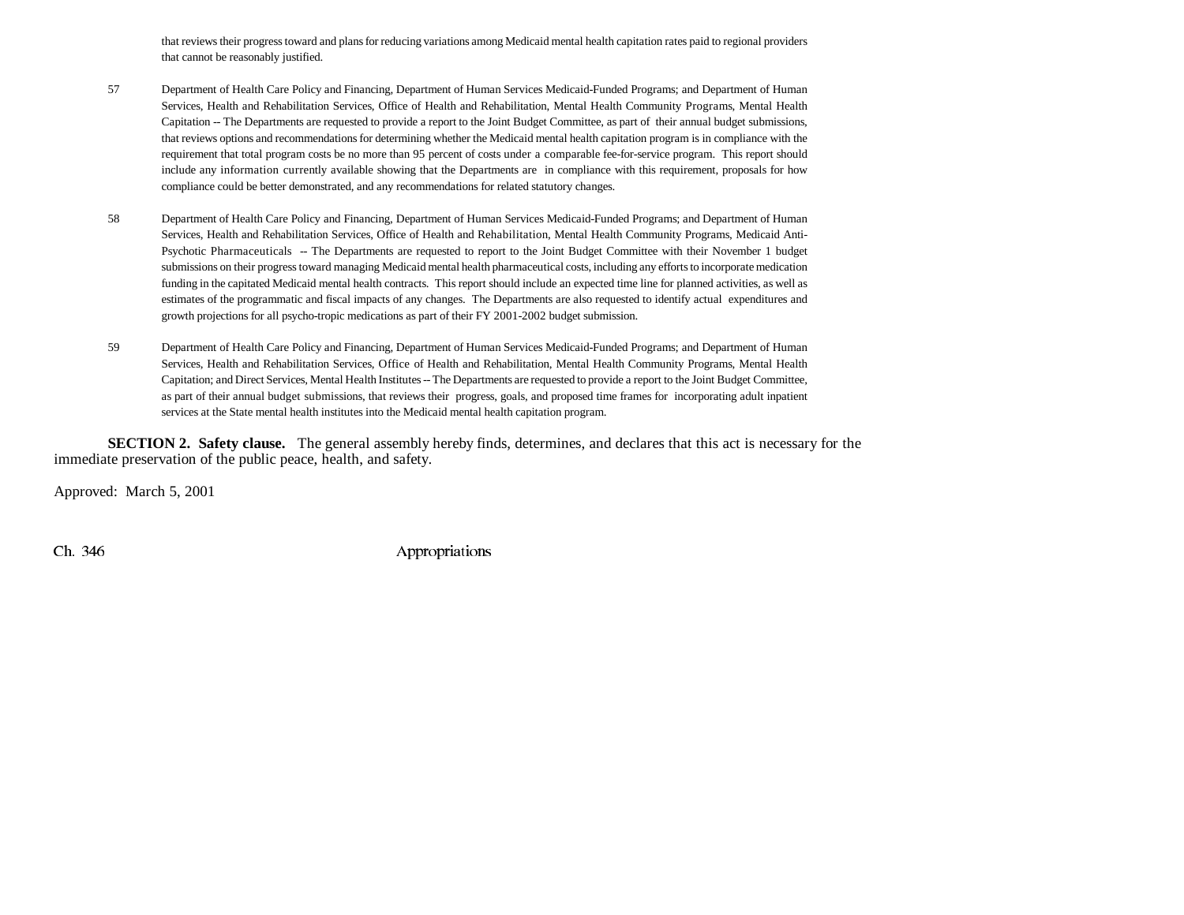that reviews their progress toward and plans for reducing variations among Medicaid mental health capitation rates paid to regional providers that cannot be reasonably justified.

57 Department of Health Care Policy and Financing, Department of Human Services Medicaid-Funded Programs; and Department of Human Services, Health and Rehabilitation Services, Office of Health and Rehabilitation, Mental Health Community Programs, Mental Health Capitation -- The Departments are requested to provide a report to the Joint Budget Committee, as part of their annual budget submissions, that reviews options and recommendations for determining whether the Medicaid mental health capitation program is in compliance with the requirement that total program costs be no more than 95 percent of costs under a comparable fee-for-service program. This report should include any information currently available showing that the Departments are in compliance with this requirement, proposals for how compliance could be better demonstrated, and any recommendations for related statutory changes.

58 Department of Health Care Policy and Financing, Department of Human Services Medicaid-Funded Programs; and Department of Human Services, Health and Rehabilitation Services, Office of Health and Rehabilitation, Mental Health Community Programs, Medicaid Anti-Psychotic Pharmaceuticals -- The Departments are requested to report to the Joint Budget Committee with their November 1 budget submissions on their progress toward managing Medicaid mental health pharmaceutical costs, including any efforts to incorporate medication funding in the capitated Medicaid mental health contracts. This report should include an expected time line for planned activities, as well as estimates of the programmatic and fiscal impacts of any changes. The Departments are also requested to identify actual expenditures and growth projections for all psycho-tropic medications as part of their FY 2001-2002 budget submission.

59 Department of Health Care Policy and Financing, Department of Human Services Medicaid-Funded Programs; and Department of Human Services, Health and Rehabilitation Services, Office of Health and Rehabilitation, Mental Health Community Programs, Mental Health Capitation; and Direct Services, Mental Health Institutes -- The Departments are requested to provide a report to the Joint Budget Committee, as part of their annual budget submissions, that reviews their progress, goals, and proposed time frames for incorporating adult inpatient services at the State mental health institutes into the Medicaid mental health capitation program.

**SECTION 2. Safety clause.** The general assembly hereby finds, determines, and declares that this act is necessary for the immediate preservation of the public peace, health, and safety.

Approved: March 5, 2001